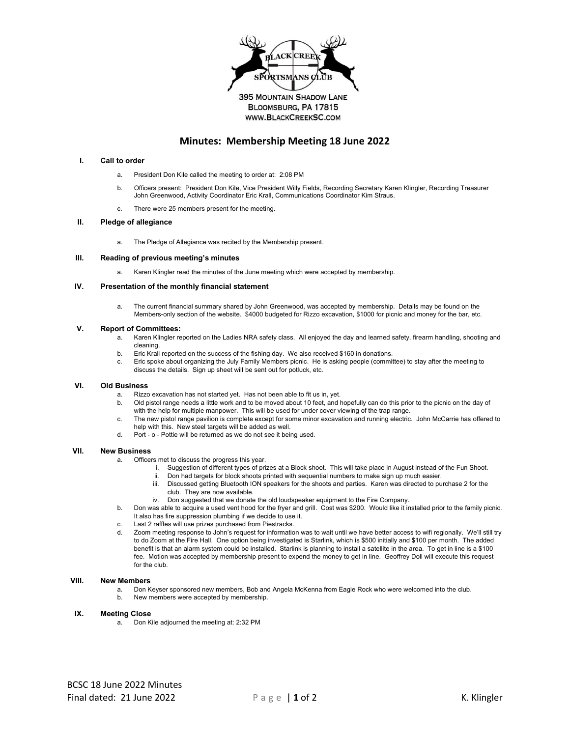395 MOUNTAIN SHADOW LANE
BLOOMSBURG, PA 17815
WWW.BLACKCREEKSC.COM

# Minutes: Membership Meeting 18 June 2022

## I. Call to order

a. President Don Kile called the meeting to order at: 2:08 PM

b. Officers present: President Don Kile, Vice President Willy Fields, Recording Secretary Karen Klingler, Recording Treasurer John Greenwood, Activity Coordinator Eric Krall, Communications Coordinator Kim Straus.

c. There were 25 members present for the meeting.

## II. Pledge of allegiance

a. The Pledge of Allegiance was recited by the Membership present.

## III. Reading of previous meeting's minutes

a. Karen Klingler read the minutes of the June meeting which were accepted by membership.

## IV. Presentation of the monthly financial statement

a. The current financial summary shared by John Greenwood, was accepted by membership. Details may be found on the Members-only section of the website. $4000 budgeted for Rizzo excavation, $1000 for picnic and money for the bar, etc.

## V. Report of Committees:

a. Karen Klingler reported on the Ladies NRA safety class. All enjoyed the day and learned safety, firearm handling, shooting and cleaning.

b. Eric Krall reported on the success of the fishing day. We also received $160 in donations.

c. Eric spoke about organizing the July Family Members picnic. He is asking people (committee) to stay after the meeting to discuss the details. Sign up sheet will be sent out for potluck, etc.

## VI. Old Business

a. Rizzo excavation has not started yet. Has not been able to fit us in, yet.

b. Old pistol range needs a little work and to be moved about 10 feet, and hopefully can do this prior to the picnic on the day of with the help for multiple manpower. This will be used for under cover viewing of the trap range.

c. The new pistol range pavilion is complete except for some minor excavation and running electric. John McCarrie has offered to help with this. New steel targets will be added as well.

d. Port - o - Pottie will be returned as we do not see it being used.

## VII. New Business

a. Officers met to discuss the progress this year.

   i. Suggestion of different types of prizes at a Block shoot. This will take place in August instead of the Fun Shoot.

   ii. Don had targets for block shoots printed with sequential numbers to make sign up much easier.

   iii. Discussed getting Bluetooth ION speakers for the shoots and parties. Karen was directed to purchase 2 for the club. They are now available.

   iv. Don suggested that we donate the old loudspeaker equipment to the Fire Company.

b. Don was able to acquire a used vent hood for the fryer and grill. Cost was $200. Would like it installed prior to the family picnic. It also has fire suppression plumbing if we decide to use it.

c. Last 2 raffles will use prizes purchased from Piestracks.

d. Zoom meeting response to John's request for information was to wait until we have better access to wifi regionally. We'll still try to do Zoom at the Fire Hall. One option being investigated is Starlink, which is $500 initially and $100 per month. The added benefit is that an alarm system could be installed. Starlink is planning to install a satellite in the area. To get in line is a $100 fee. Motion was accepted by membership present to expend the money to get in line. Geoffrey Doll will execute this request for the club.

## VIII. New Members

a. Don Keyser sponsored new members, Bob and Angela McKenna from Eagle Rock who were welcomed into the club.

b. New members were accepted by membership.

## IX. Meeting Close

a. Don Kile adjourned the meeting at: 2:32 PM

BCSC 18 June 2022 Minutes
Final dated: 21 June 2022 — K. Klingler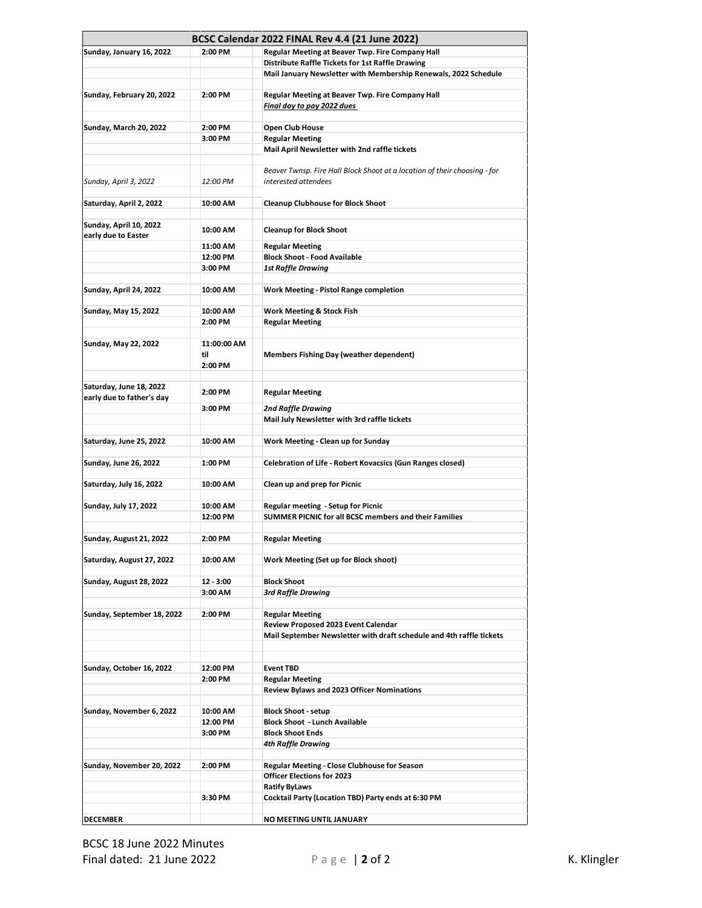| BCSC Calendar 2022 FINAL Rev 4.4 (21 June 2022) | | |
|---|---|---|
| **Sunday, January 16, 2022** | **2:00 PM** | **Regular Meeting at Beaver Twp. Fire Company Hall** |
| | | **Distribute Raffle Tickets for 1st Raffle Drawing** |
| | | **Mail January Newsletter with Membership Renewals, 2022 Schedule** |
| | | |
| **Sunday, February 20, 2022** | **2:00 PM** | **Regular Meeting at Beaver Twp. Fire Company Hall** |
| | | ***Final day to pay 2022 dues*** |
| | | |
| **Sunday, March 20, 2022** | **2:00 PM** | **Open Club House** |
| | **3:00 PM** | **Regular Meeting** |
| | | **Mail April Newsletter with 2nd raffle tickets** |
| | | |
| *Sunday, April 3, 2022* | *12:00 PM* | *Beaver Twnsp. Fire Hall Block Shoot at a location of their choosing - for interested attendees* |
| | | |
| **Saturday, April 2, 2022** | **10:00 AM** | **Cleanup Clubhouse for Block Shoot** |
| | | |
| **Sunday, April 10, 2022 early due to Easter** | **10:00 AM** | **Cleanup for Block Shoot** |
| | **11:00 AM** | **Regular Meeting** |
| | **12:00 PM** | **Block Shoot - Food Available** |
| | **3:00 PM** | ***1st Raffle Drawing*** |
| | | |
| **Sunday, April 24, 2022** | **10:00 AM** | **Work Meeting - Pistol Range completion** |
| | | |
| **Sunday, May 15, 2022** | **10:00 AM** | **Work Meeting & Stock Fish** |
| | **2:00 PM** | **Regular Meeting** |
| | | |
| **Sunday, May 22, 2022** | **11:00:00 AM til 2:00 PM** | **Members Fishing Day (weather dependent)** |
| | | |
| **Saturday, June 18, 2022 early due to father's day** | **2:00 PM** | **Regular Meeting** |
| | **3:00 PM** | ***2nd Raffle Drawing*** |
| | | **Mail July Newsletter with 3rd raffle tickets** |
| | | |
| **Saturday, June 25, 2022** | **10:00 AM** | **Work Meeting - Clean up for Sunday** |
| | | |
| **Sunday, June 26, 2022** | **1:00 PM** | **Celebration of Life - Robert Kovacsics (Gun Ranges closed)** |
| | | |
| **Saturday, July 16, 2022** | **10:00 AM** | **Clean up and prep for Picnic** |
| | | |
| **Sunday, July 17, 2022** | **10:00 AM** | **Regular meeting - Setup for Picnic** |
| | **12:00 PM** | **SUMMER PICNIC for all BCSC members and their Families** |
| | | |
| **Sunday, August 21, 2022** | **2:00 PM** | **Regular Meeting** |
| | | |
| **Saturday, August 27, 2022** | **10:00 AM** | **Work Meeting (Set up for Block shoot)** |
| | | |
| **Sunday, August 28, 2022** | **12 - 3:00** | **Block Shoot** |
| | **3:00 AM** | ***3rd Raffle Drawing*** |
| | | |
| **Sunday, September 18, 2022** | **2:00 PM** | **Regular Meeting** |
| | | **Review Proposed 2023 Event Calendar** |
| | | **Mail September Newsletter with draft schedule and 4th raffle tickets** |
| | | |
| | | |
| **Sunday, October 16, 2022** | **12:00 PM** | **Event TBD** |
| | **2:00 PM** | **Regular Meeting** |
| | | **Review Bylaws and 2023 Officer Nominations** |
| | | |
| **Sunday, November 6, 2022** | **10:00 AM** | **Block Shoot - setup** |
| | **12:00 PM** | **Block Shoot - Lunch Available** |
| | **3:00 PM** | **Block Shoot Ends** |
| | | ***4th Raffle Drawing*** |
| | | |
| **Sunday, November 20, 2022** | **2:00 PM** | **Regular Meeting - Close Clubhouse for Season** |
| | | **Officer Elections for 2023** |
| | | **Ratify ByLaws** |
| | **3:30 PM** | **Cocktail Party (Location TBD) Party ends at 6:30 PM** |
| | | |
| **DECEMBER** | | **NO MEETING UNTIL JANUARY** |

BCSC 18 June 2022 Minutes
Final dated: 21 June 2022

K. Klingler